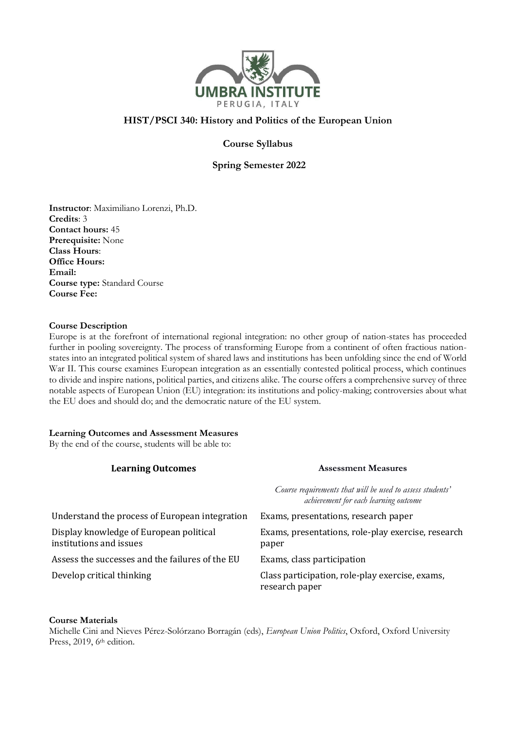UMBRA INSTITUTE

PERUGIA, ITALY

# HIST/PSCI 340: History and Politics of the European Union

## Course Syllabus

## Spring Semester 2022

**Instructor**: Maximiliano Lorenzi, Ph.D.
**Credits**: 3
**Contact hours:** 45
**Prerequisite:** None
**Class Hours**:
**Office Hours:**
**Email:**
**Course type:** Standard Course
**Course Fee:**

**Course Description**

Europe is at the forefront of international regional integration: no other group of nation-states has proceeded further in pooling sovereignty. The process of transforming Europe from a continent of often fractious nation-states into an integrated political system of shared laws and institutions has been unfolding since the end of World War II. This course examines European integration as an essentially contested political process, which continues to divide and inspire nations, political parties, and citizens alike. The course offers a comprehensive survey of three notable aspects of European Union (EU) integration: its institutions and policy-making; controversies about what the EU does and should do; and the democratic nature of the EU system.

**Learning Outcomes and Assessment Measures**

By the end of the course, students will be able to:

| Learning Outcomes | Assessment Measures<br>*Course requirements that will be used to assess students' achievement for each learning outcome* |
|---|---|
| Understand the process of European integration | Exams, presentations, research paper |
| Display knowledge of European political institutions and issues | Exams, presentations, role-play exercise, research paper |
| Assess the successes and the failures of the EU | Exams, class participation |
| Develop critical thinking | Class participation, role-play exercise, exams, research paper |

**Course Materials**

Michelle Cini and Nieves Pérez-Solórzano Borragán (eds), *European Union Politics*, Oxford, Oxford University Press, 2019, 6th edition.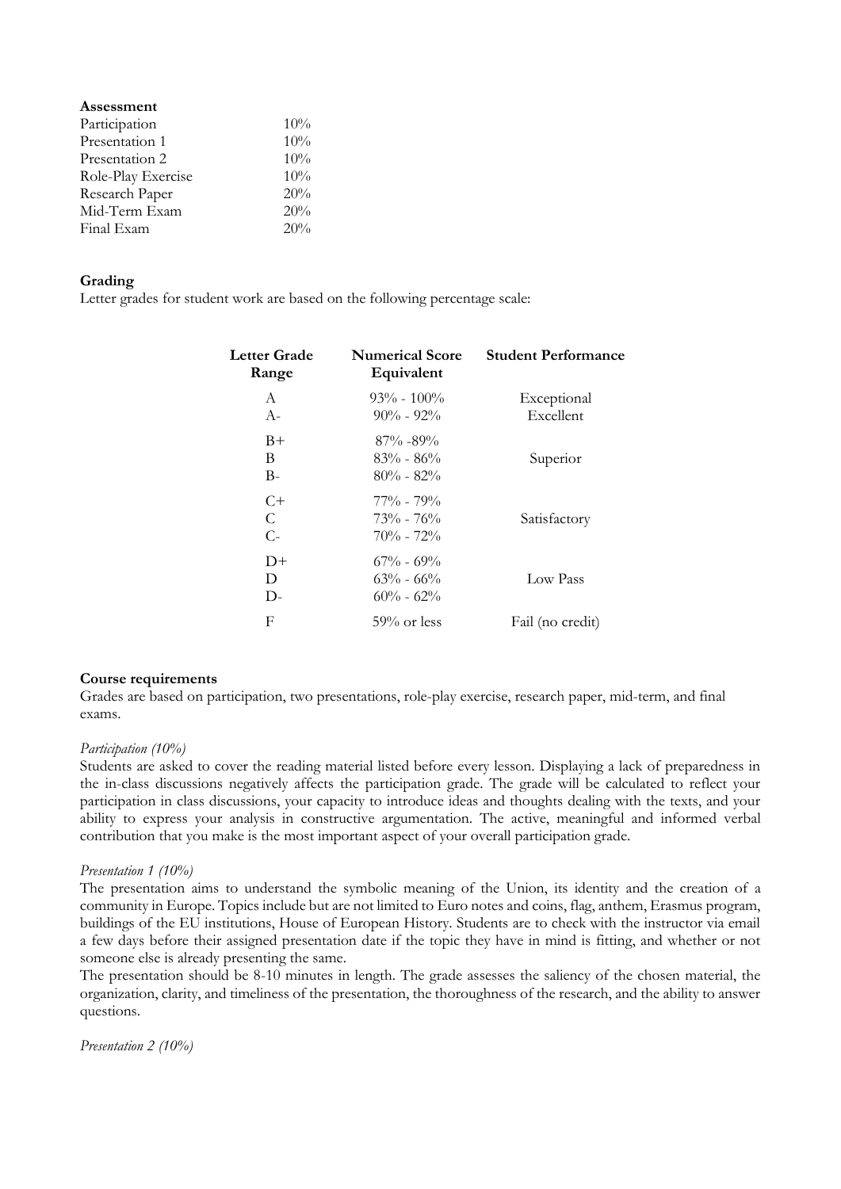**Assessment**

| | |
|---|---|
| Participation | 10% |
| Presentation 1 | 10% |
| Presentation 2 | 10% |
| Role-Play Exercise | 10% |
| Research Paper | 20% |
| Mid-Term Exam | 20% |
| Final Exam | 20% |

**Grading**

Letter grades for student work are based on the following percentage scale:

| Letter Grade Range | Numerical Score Equivalent | Student Performance |
|---|---|---|
| A | 93% - 100% | Exceptional |
| A- | 90% - 92% | Excellent |
| B+ | 87% -89% | |
| B | 83% - 86% | Superior |
| B- | 80% - 82% | |
| C+ | 77% - 79% | |
| C | 73% - 76% | Satisfactory |
| C- | 70% - 72% | |
| D+ | 67% - 69% | |
| D | 63% - 66% | Low Pass |
| D- | 60% - 62% | |
| F | 59% or less | Fail (no credit) |

**Course requirements**

Grades are based on participation, two presentations, role-play exercise, research paper, mid-term, and final exams.

*Participation (10%)*

Students are asked to cover the reading material listed before every lesson. Displaying a lack of preparedness in the in-class discussions negatively affects the participation grade. The grade will be calculated to reflect your participation in class discussions, your capacity to introduce ideas and thoughts dealing with the texts, and your ability to express your analysis in constructive argumentation. The active, meaningful and informed verbal contribution that you make is the most important aspect of your overall participation grade.

*Presentation 1 (10%)*

The presentation aims to understand the symbolic meaning of the Union, its identity and the creation of a community in Europe. Topics include but are not limited to Euro notes and coins, flag, anthem, Erasmus program, buildings of the EU institutions, House of European History. Students are to check with the instructor via email a few days before their assigned presentation date if the topic they have in mind is fitting, and whether or not someone else is already presenting the same.

The presentation should be 8-10 minutes in length. The grade assesses the saliency of the chosen material, the organization, clarity, and timeliness of the presentation, the thoroughness of the research, and the ability to answer questions.

*Presentation 2 (10%)*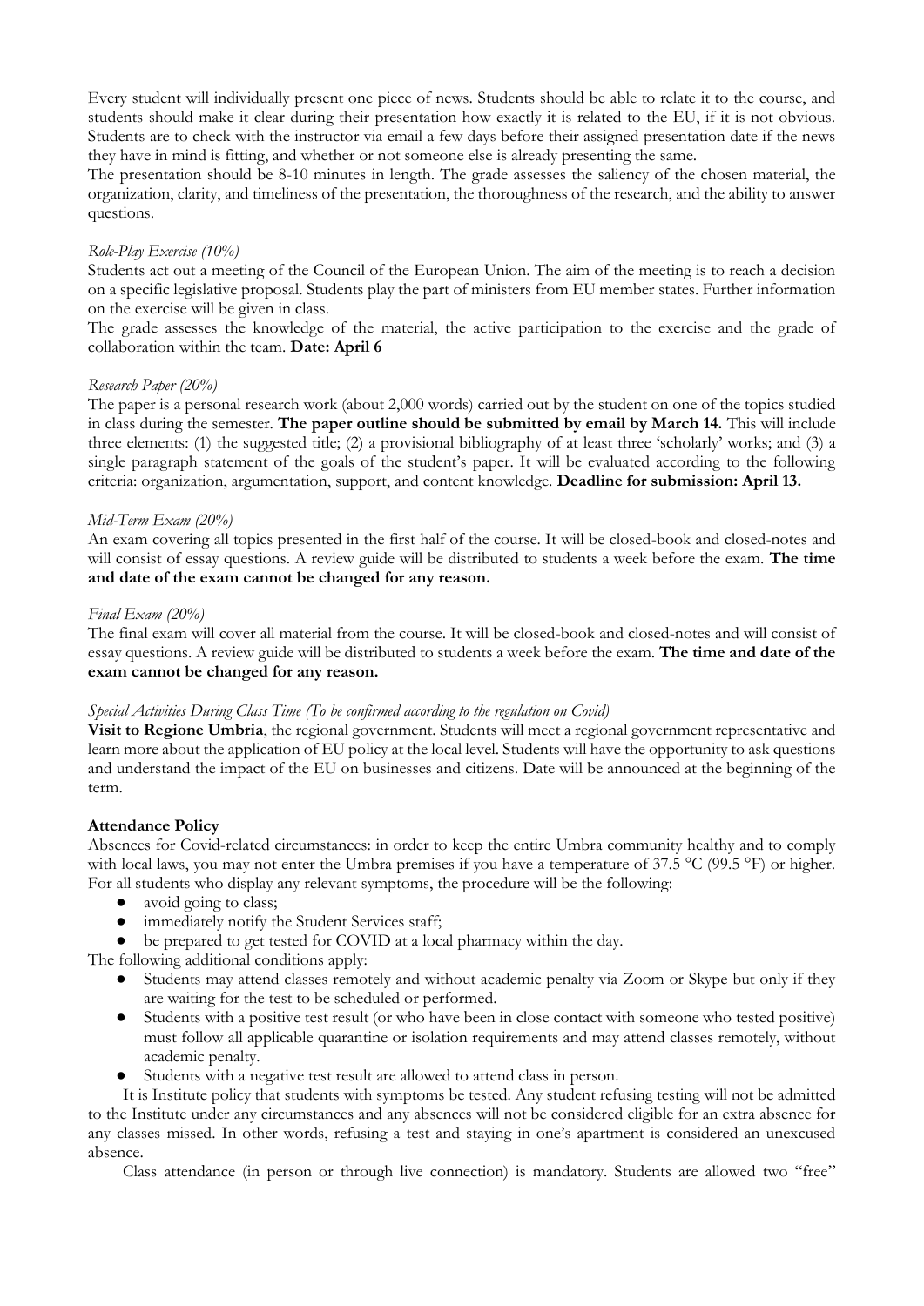Every student will individually present one piece of news. Students should be able to relate it to the course, and students should make it clear during their presentation how exactly it is related to the EU, if it is not obvious. Students are to check with the instructor via email a few days before their assigned presentation date if the news they have in mind is fitting, and whether or not someone else is already presenting the same.

The presentation should be 8-10 minutes in length. The grade assesses the saliency of the chosen material, the organization, clarity, and timeliness of the presentation, the thoroughness of the research, and the ability to answer questions.

*Role-Play Exercise (10%)*

Students act out a meeting of the Council of the European Union. The aim of the meeting is to reach a decision on a specific legislative proposal. Students play the part of ministers from EU member states. Further information on the exercise will be given in class.

The grade assesses the knowledge of the material, the active participation to the exercise and the grade of collaboration within the team. **Date: April 6**

*Research Paper (20%)*

The paper is a personal research work (about 2,000 words) carried out by the student on one of the topics studied in class during the semester. **The paper outline should be submitted by email by March 14.** This will include three elements: (1) the suggested title; (2) a provisional bibliography of at least three 'scholarly' works; and (3) a single paragraph statement of the goals of the student's paper. It will be evaluated according to the following criteria: organization, argumentation, support, and content knowledge. **Deadline for submission: April 13.**

*Mid-Term Exam (20%)*

An exam covering all topics presented in the first half of the course. It will be closed-book and closed-notes and will consist of essay questions. A review guide will be distributed to students a week before the exam. **The time and date of the exam cannot be changed for any reason.**

*Final Exam (20%)*

The final exam will cover all material from the course. It will be closed-book and closed-notes and will consist of essay questions. A review guide will be distributed to students a week before the exam. **The time and date of the exam cannot be changed for any reason.**

*Special Activities During Class Time (To be confirmed according to the regulation on Covid)*

**Visit to Regione Umbria**, the regional government. Students will meet a regional government representative and learn more about the application of EU policy at the local level. Students will have the opportunity to ask questions and understand the impact of the EU on businesses and citizens. Date will be announced at the beginning of the term.

**Attendance Policy**

Absences for Covid-related circumstances: in order to keep the entire Umbra community healthy and to comply with local laws, you may not enter the Umbra premises if you have a temperature of 37.5 °C (99.5 °F) or higher. For all students who display any relevant symptoms, the procedure will be the following:

- avoid going to class;
- immediately notify the Student Services staff;
- be prepared to get tested for COVID at a local pharmacy within the day.

The following additional conditions apply:

- Students may attend classes remotely and without academic penalty via Zoom or Skype but only if they are waiting for the test to be scheduled or performed.
- Students with a positive test result (or who have been in close contact with someone who tested positive) must follow all applicable quarantine or isolation requirements and may attend classes remotely, without academic penalty.
- Students with a negative test result are allowed to attend class in person.

It is Institute policy that students with symptoms be tested. Any student refusing testing will not be admitted to the Institute under any circumstances and any absences will not be considered eligible for an extra absence for any classes missed. In other words, refusing a test and staying in one's apartment is considered an unexcused absence.

Class attendance (in person or through live connection) is mandatory. Students are allowed two "free"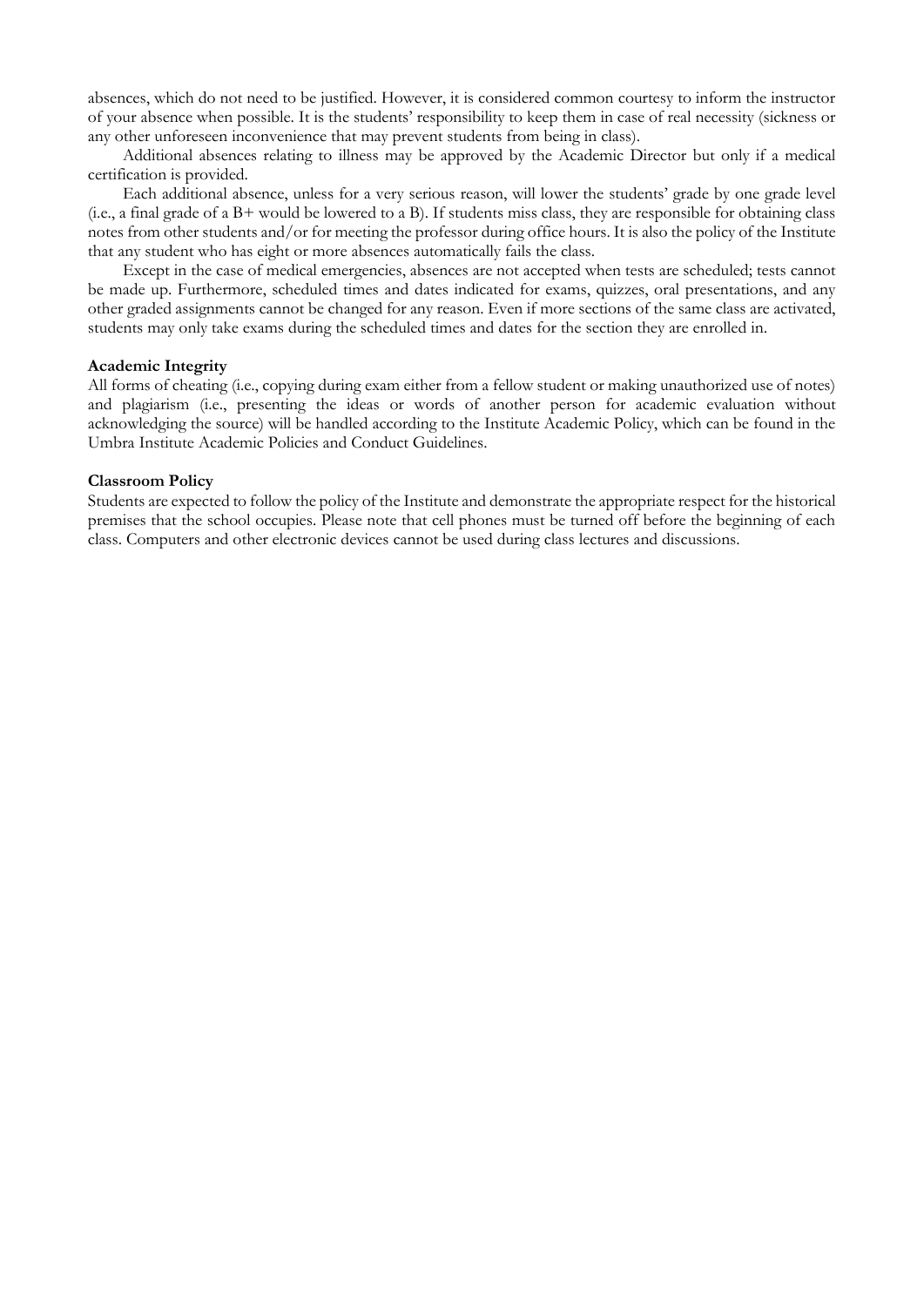absences, which do not need to be justified. However, it is considered common courtesy to inform the instructor of your absence when possible. It is the students' responsibility to keep them in case of real necessity (sickness or any other unforeseen inconvenience that may prevent students from being in class).

Additional absences relating to illness may be approved by the Academic Director but only if a medical certification is provided.

Each additional absence, unless for a very serious reason, will lower the students' grade by one grade level (i.e., a final grade of a B+ would be lowered to a B). If students miss class, they are responsible for obtaining class notes from other students and/or for meeting the professor during office hours. It is also the policy of the Institute that any student who has eight or more absences automatically fails the class.

Except in the case of medical emergencies, absences are not accepted when tests are scheduled; tests cannot be made up. Furthermore, scheduled times and dates indicated for exams, quizzes, oral presentations, and any other graded assignments cannot be changed for any reason. Even if more sections of the same class are activated, students may only take exams during the scheduled times and dates for the section they are enrolled in.

**Academic Integrity**

All forms of cheating (i.e., copying during exam either from a fellow student or making unauthorized use of notes) and plagiarism (i.e., presenting the ideas or words of another person for academic evaluation without acknowledging the source) will be handled according to the Institute Academic Policy, which can be found in the Umbra Institute Academic Policies and Conduct Guidelines.

**Classroom Policy**

Students are expected to follow the policy of the Institute and demonstrate the appropriate respect for the historical premises that the school occupies. Please note that cell phones must be turned off before the beginning of each class. Computers and other electronic devices cannot be used during class lectures and discussions.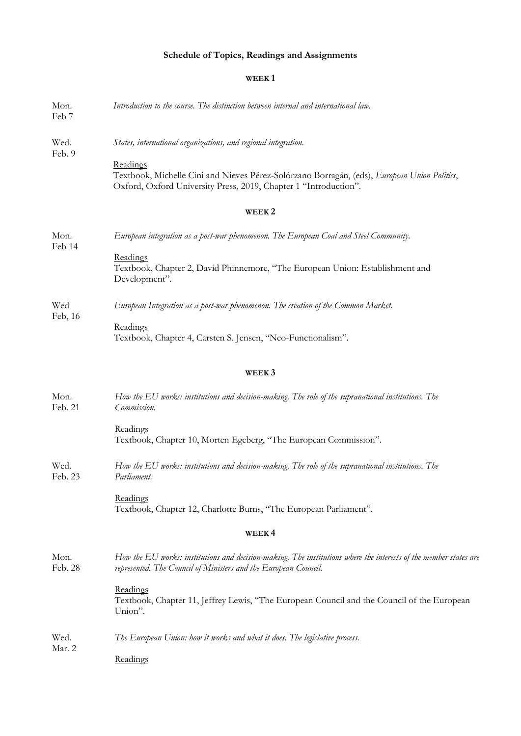**Schedule of Topics, Readings and Assignments**

**WEEK 1**

Mon. Feb 7

*Introduction to the course. The distinction between internal and international law.*

Wed. Feb. 9

*States, international organizations, and regional integration.*

Readings
Textbook, Michelle Cini and Nieves Pérez-Solórzano Borragán, (eds), *European Union Politics*, Oxford, Oxford University Press, 2019, Chapter 1 "Introduction".

**WEEK 2**

Mon. Feb 14

*European integration as a post-war phenomenon. The European Coal and Steel Community.*

Readings
Textbook, Chapter 2, David Phinnemore, "The European Union: Establishment and Development".

Wed Feb, 16

*European Integration as a post-war phenomenon. The creation of the Common Market.*

Readings
Textbook, Chapter 4, Carsten S. Jensen, "Neo-Functionalism".

**WEEK 3**

Mon. Feb. 21

*How the EU works: institutions and decision-making. The role of the supranational institutions. The Commission.*

Readings
Textbook, Chapter 10, Morten Egeberg, "The European Commission".

Wed. Feb. 23

*How the EU works: institutions and decision-making. The role of the supranational institutions. The Parliament.*

Readings
Textbook, Chapter 12, Charlotte Burns, "The European Parliament".

**WEEK 4**

Mon. Feb. 28

*How the EU works: institutions and decision-making. The institutions where the interests of the member states are represented. The Council of Ministers and the European Council.*

Readings
Textbook, Chapter 11, Jeffrey Lewis, "The European Council and the Council of the European Union".

Wed. Mar. 2

*The European Union: how it works and what it does. The legislative process.*

Readings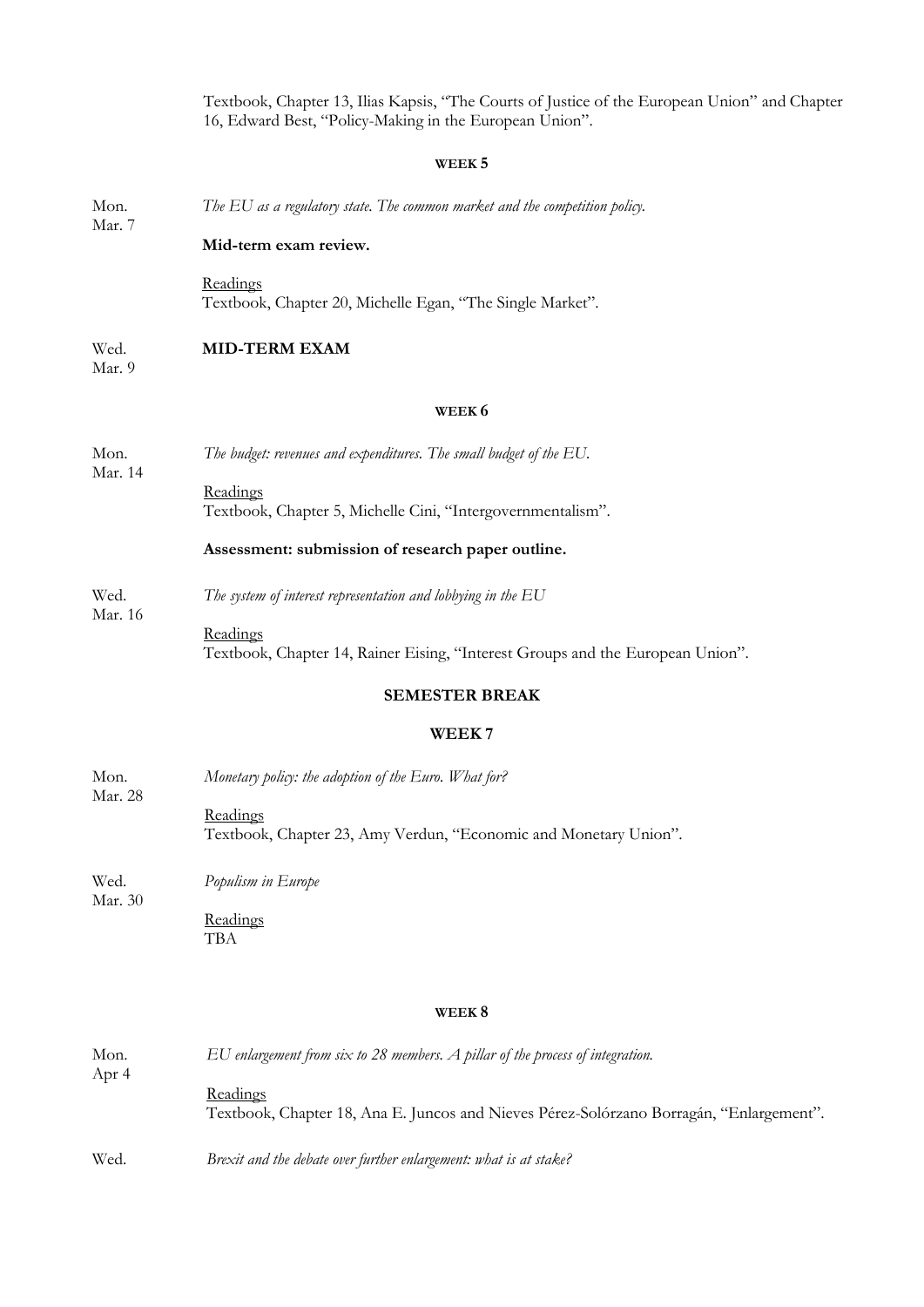Textbook, Chapter 13, Ilias Kapsis, "The Courts of Justice of the European Union" and Chapter 16, Edward Best, "Policy-Making in the European Union".

### WEEK 5

Mon. Mar. 7 — *The EU as a regulatory state. The common market and the competition policy.*

**Mid-term exam review.**

Readings
Textbook, Chapter 20, Michelle Egan, "The Single Market".

Wed. Mar. 9 — **MID-TERM EXAM**

### WEEK 6

Mon. Mar. 14 — *The budget: revenues and expenditures. The small budget of the EU.*

Readings
Textbook, Chapter 5, Michelle Cini, "Intergovernmentalism".

**Assessment: submission of research paper outline.**

Wed. Mar. 16 — *The system of interest representation and lobbying in the EU*

Readings
Textbook, Chapter 14, Rainer Eising, "Interest Groups and the European Union".

### SEMESTER BREAK

### WEEK 7

Mon. Mar. 28 — *Monetary policy: the adoption of the Euro. What for?*

Readings
Textbook, Chapter 23, Amy Verdun, "Economic and Monetary Union".

Wed. Mar. 30 — *Populism in Europe*

Readings
TBA

### WEEK 8

Mon. Apr 4 — *EU enlargement from six to 28 members. A pillar of the process of integration.*

Readings
Textbook, Chapter 18, Ana E. Juncos and Nieves Pérez-Solórzano Borragán, "Enlargement".

Wed. — *Brexit and the debate over further enlargement: what is at stake?*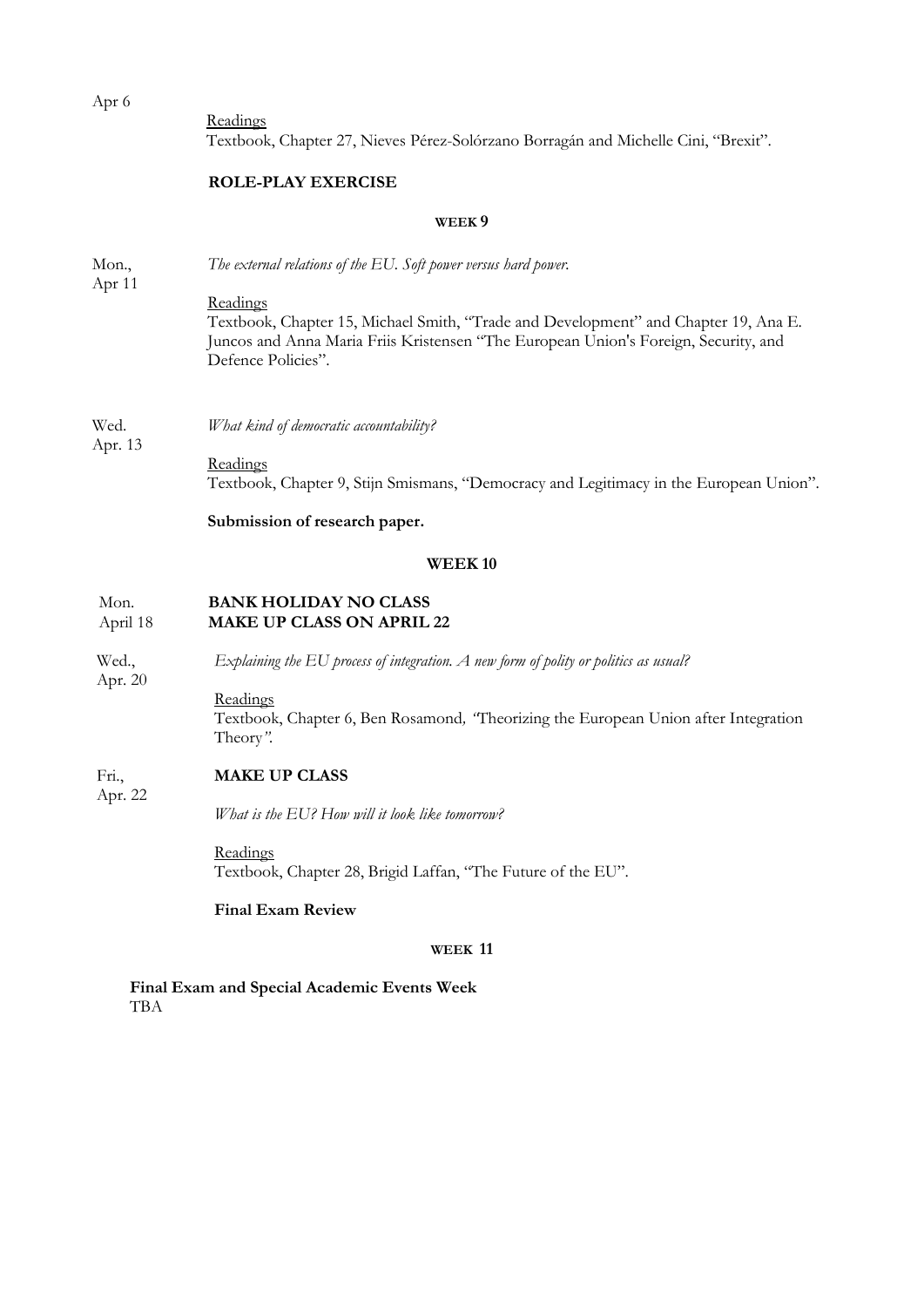Apr 6

Readings
Textbook, Chapter 27, Nieves Pérez-Solórzano Borragán and Michelle Cini, "Brexit".

**ROLE-PLAY EXERCISE**

### WEEK 9

Mon., Apr 11

*The external relations of the EU. Soft power versus hard power.*

Readings
Textbook, Chapter 15, Michael Smith, "Trade and Development" and Chapter 19, Ana E. Juncos and Anna Maria Friis Kristensen "The European Union's Foreign, Security, and Defence Policies".

Wed. Apr. 13

*What kind of democratic accountability?*

Readings
Textbook, Chapter 9, Stijn Smismans, "Democracy and Legitimacy in the European Union".

**Submission of research paper.**

### WEEK 10

Mon. April 18

**BANK HOLIDAY NO CLASS**
**MAKE UP CLASS ON APRIL 22**

Wed., Apr. 20

*Explaining the EU process of integration. A new form of polity or politics as usual?*

Readings
Textbook, Chapter 6, Ben Rosamond, *"*Theorizing the European Union after Integration Theory*"*.

Fri., Apr. 22

**MAKE UP CLASS**

*What is the EU? How will it look like tomorrow?*

Readings
Textbook, Chapter 28, Brigid Laffan, "The Future of the EU".

**Final Exam Review**

### WEEK 11

**Final Exam and Special Academic Events Week**
TBA